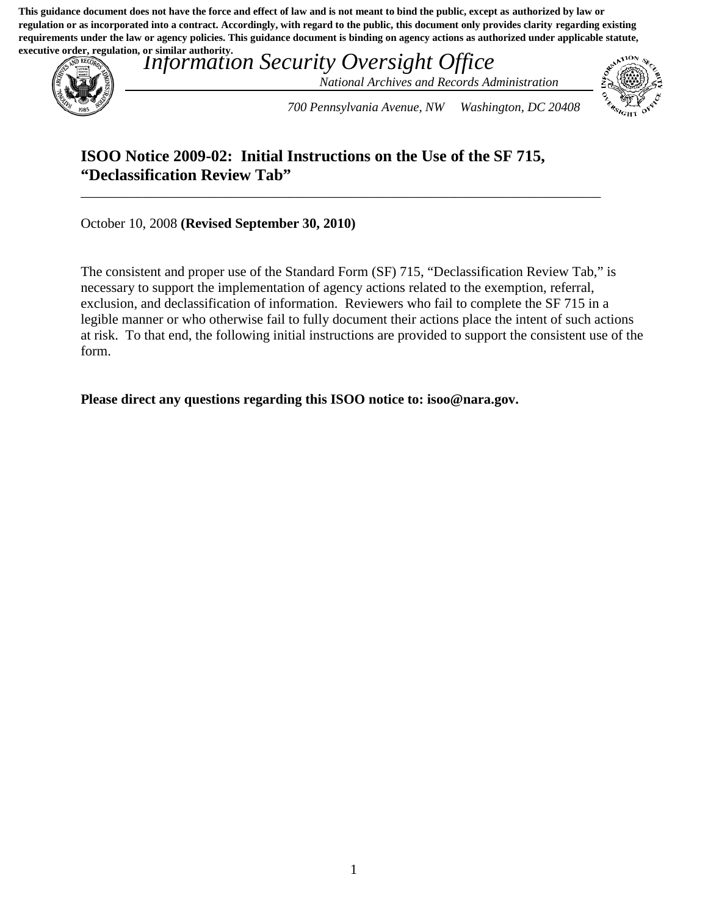**This guidance document does not have the force and effect of law and is not meant to bind the public, except as authorized by law or regulation or as incorporated into a contract. Accordingly, with regard to the public, this document only provides clarity regarding existing requirements under the law or agency policies. This guidance document is binding on agency actions as authorized under applicable statute, executive order, regulation, or similar authority.**

*Information Security Oversight Office*

*National Archives and Records Administration*

*700 Pennsylvania Avenue, NW Washington, DC 20408*

## ISOO Notice 2009-02: Initial Instructions on the Use of the SF 715, "Declassification Review Tab"

---

October 10, 2008 **(Revised September 30, 2010)**

The consistent and proper use of the Standard Form (SF) 715, "Declassification Review Tab," is necessary to support the implementation of agency actions related to the exemption, referral, exclusion, and declassification of information. Reviewers who fail to complete the SF 715 in a legible manner or who otherwise fail to fully document their actions place the intent of such actions at risk. To that end, the following initial instructions are provided to support the consistent use of the form.

**Please direct any questions regarding this ISOO notice to: isoo@nara.gov.**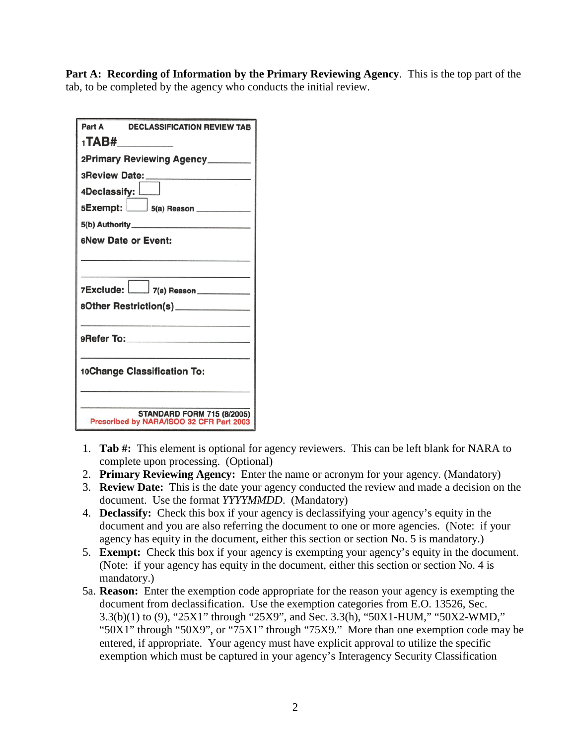**Part A: Recording of Information by the Primary Reviewing Agency**. This is the top part of the tab, to be completed by the agency who conducts the initial review.

Part A DECLASSIFICATION REVIEW TAB

1TAB#__________

2Primary Reviewing Agency________

3Review Date:____________________

4Declassify: ☐

5Exempt: ☐ 5(a) Reason __________

5(b) Authority______________________

6New Date or Event:

_______________________________

_______________________________

7Exclude: ☐ 7(a) Reason __________

8Other Restriction(s)______________

_______________________________

9Refer To:_______________________

_______________________________

10Change Classification To:

_______________________________

_______________________________

STANDARD FORM 715 (8/2005)
Prescribed by NARA/ISOO 32 CFR Part 2003

1. **Tab #:** This element is optional for agency reviewers. This can be left blank for NARA to complete upon processing. (Optional)
2. **Primary Reviewing Agency:** Enter the name or acronym for your agency. (Mandatory)
3. **Review Date:** This is the date your agency conducted the review and made a decision on the document. Use the format *YYYYMMDD*. (Mandatory)
4. **Declassify:** Check this box if your agency is declassifying your agency's equity in the document and you are also referring the document to one or more agencies. (Note: if your agency has equity in the document, either this section or section No. 5 is mandatory.)
5. **Exempt:** Check this box if your agency is exempting your agency's equity in the document. (Note: if your agency has equity in the document, either this section or section No. 4 is mandatory.)

5a. **Reason:** Enter the exemption code appropriate for the reason your agency is exempting the document from declassification. Use the exemption categories from E.O. 13526, Sec. 3.3(b)(1) to (9), "25X1" through "25X9", and Sec. 3.3(h), "50X1-HUM," "50X2-WMD," "50X1" through "50X9", or "75X1" through "75X9." More than one exemption code may be entered, if appropriate. Your agency must have explicit approval to utilize the specific exemption which must be captured in your agency's Interagency Security Classification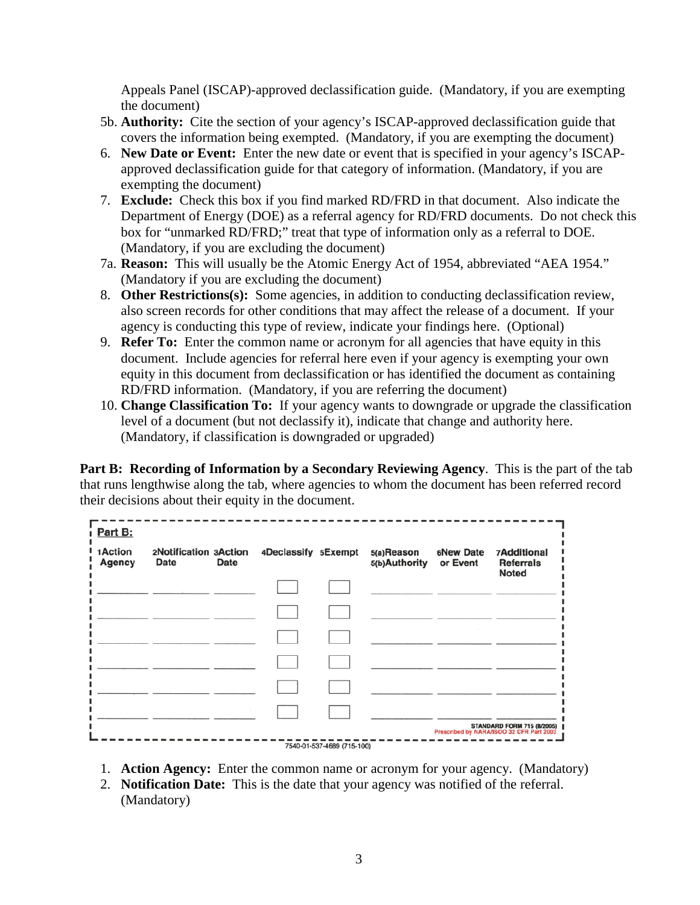Appeals Panel (ISCAP)-approved declassification guide. (Mandatory, if you are exempting the document)

5b. **Authority:** Cite the section of your agency's ISCAP-approved declassification guide that covers the information being exempted. (Mandatory, if you are exempting the document)

6. **New Date or Event:** Enter the new date or event that is specified in your agency's ISCAP-approved declassification guide for that category of information. (Mandatory, if you are exempting the document)
7. **Exclude:** Check this box if you find marked RD/FRD in that document. Also indicate the Department of Energy (DOE) as a referral agency for RD/FRD documents. Do not check this box for "unmarked RD/FRD;" treat that type of information only as a referral to DOE. (Mandatory, if you are excluding the document)

7a. **Reason:** This will usually be the Atomic Energy Act of 1954, abbreviated "AEA 1954." (Mandatory if you are excluding the document)

8. **Other Restrictions(s):** Some agencies, in addition to conducting declassification review, also screen records for other conditions that may affect the release of a document. If your agency is conducting this type of review, indicate your findings here. (Optional)
9. **Refer To:** Enter the common name or acronym for all agencies that have equity in this document. Include agencies for referral here even if your agency is exempting your own equity in this document from declassification or has identified the document as containing RD/FRD information. (Mandatory, if you are referring the document)
10. **Change Classification To:** If your agency wants to downgrade or upgrade the classification level of a document (but not declassify it), indicate that change and authority here. (Mandatory, if classification is downgraded or upgraded)

**Part B: Recording of Information by a Secondary Reviewing Agency**. This is the part of the tab that runs lengthwise along the tab, where agencies to whom the document has been referred record their decisions about their equity in the document.

**Part B:**

| 1Action Agency | 2Notification Date | 3Action Date | 4Declassify | 5Exempt | 5(a)Reason 5(b)Authority | 6New Date or Event | 7Additional Referrals Noted |
|---|---|---|---|---|---|---|---|
| | | | ☐ | ☐ | | | |
| | | | ☐ | ☐ | | | |
| | | | ☐ | ☐ | | | |
| | | | ☐ | ☐ | | | |
| | | | ☐ | ☐ | | | |
| | | | ☐ | ☐ | | | |

STANDARD FORM 715 (8/2005)
Prescribed by NARA/ISOO 32 CFR Part 2003

7540-01-537-4689 (715-100)

1. **Action Agency:** Enter the common name or acronym for your agency. (Mandatory)
2. **Notification Date:** This is the date that your agency was notified of the referral. (Mandatory)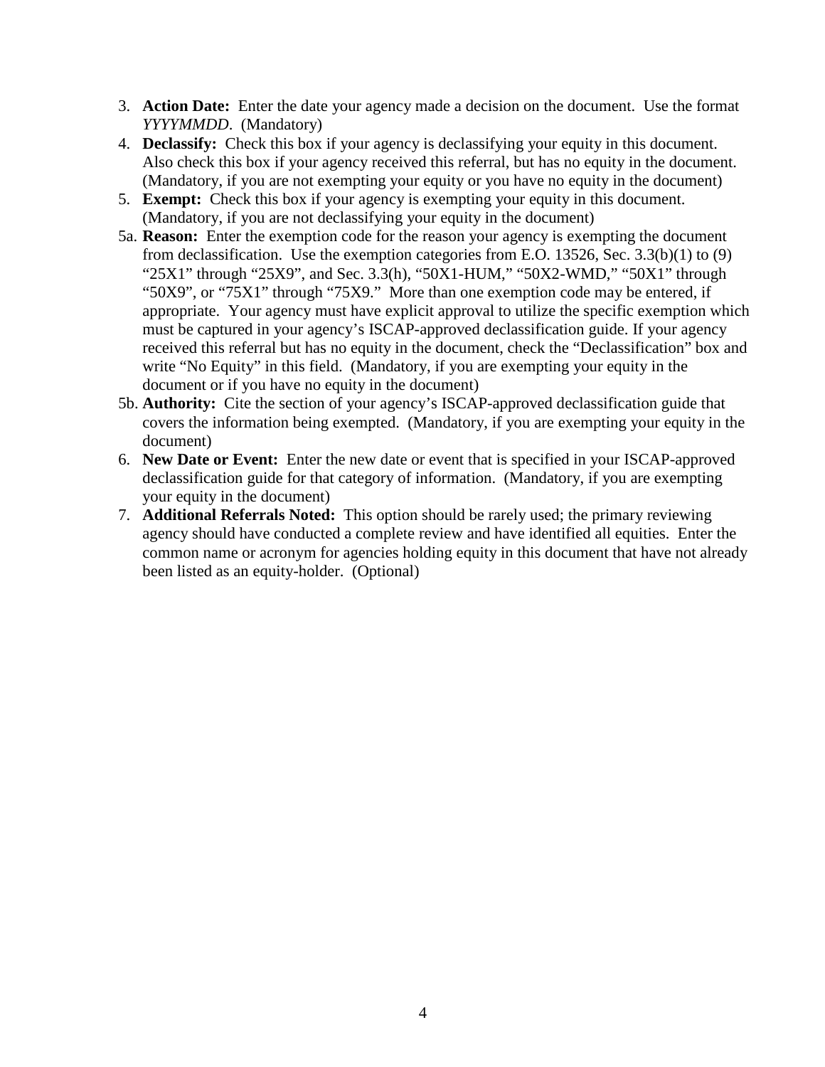3. **Action Date:** Enter the date your agency made a decision on the document. Use the format *YYYYMMDD*. (Mandatory)
4. **Declassify:** Check this box if your agency is declassifying your equity in this document. Also check this box if your agency received this referral, but has no equity in the document. (Mandatory, if you are not exempting your equity or you have no equity in the document)
5. **Exempt:** Check this box if your agency is exempting your equity in this document. (Mandatory, if you are not declassifying your equity in the document)

5a. **Reason:** Enter the exemption code for the reason your agency is exempting the document from declassification. Use the exemption categories from E.O. 13526, Sec. 3.3(b)(1) to (9) "25X1" through "25X9", and Sec. 3.3(h), "50X1-HUM," "50X2-WMD," "50X1" through "50X9", or "75X1" through "75X9." More than one exemption code may be entered, if appropriate. Your agency must have explicit approval to utilize the specific exemption which must be captured in your agency's ISCAP-approved declassification guide. If your agency received this referral but has no equity in the document, check the "Declassification" box and write "No Equity" in this field. (Mandatory, if you are exempting your equity in the document or if you have no equity in the document)

5b. **Authority:** Cite the section of your agency's ISCAP-approved declassification guide that covers the information being exempted. (Mandatory, if you are exempting your equity in the document)

6. **New Date or Event:** Enter the new date or event that is specified in your ISCAP-approved declassification guide for that category of information. (Mandatory, if you are exempting your equity in the document)
7. **Additional Referrals Noted:** This option should be rarely used; the primary reviewing agency should have conducted a complete review and have identified all equities. Enter the common name or acronym for agencies holding equity in this document that have not already been listed as an equity-holder. (Optional)